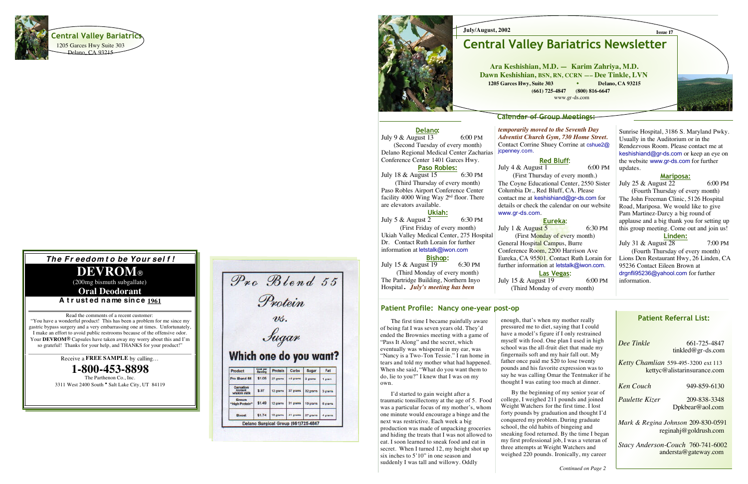Central Valley Bariatrics
1205 Garces Hwy Suite 303
Delano, CA 93215

***The Freedom to be Yourself!***

# DEVROM®

(200mg bismuth subgallate)

**Oral Deodorant**

**A trusted name since 1961**

Read the comments of a recent customer:

"You have a wonderful product! This has been a problem for me since my gastric bypass surgery and a very embarrassing one at times. Unfortunately, I make an effort to avoid public restrooms because of the offensive odor. Your **DEVROM®** Capsules have taken away my worry about this and I'm so grateful! Thanks for your help, and THANKS for your product!"

Receive a **FREE SAMPLE** by calling…

**1-800-453-8898**

The Parthenon Co., Inc.
3311 West 2400 South • Salt Lake City, UT 84119

*Pro Blend 55 Protein vs. Sugar*

**Which one do you want?**

| Product | Cost per Serving | Protein | Carbs | Sugar | Fat |
|---|---|---|---|---|---|
| Pro Blend 55 | $1.05 | 27 grams | <4 grams | 2 grams | 1 gram |
| Carnation instant w/skim milk | $.97 | 12 grams | 37 grams | 32 grams | 3 grams |
| Ensure "High Protein" | $1.49 | 12 grams | 31 grams | 19 grams | 6 grams |
| Boost | $1.74 | 10 grams | 41 grams | 27 grams | 4 grams |

Delano Surgical Group (661)725-4847

**July/August, 2002** **Issue 17**

# Central Valley Bariatrics Newsletter

**Ara Keshishian, M.D. — Karim Zahriya, M.D.**
**Dawn Keshishian, BSN, RN, CCRN —– Dee Tinkle, LVN**
**1205 Garces Hwy, Suite 303 • Delano, CA 93215**
**(661) 725-4847 (800) 816-6647**
www.gr-ds.com

## Calendar of Group Meetings:

### Delano:
July 9 & August 13 6:00 PM
(Second Tuesday of every month)
Delano Regional Medical Center Zacharias Conference Center 1401 Garces Hwy.

### Paso Robles:
July 18 & August 15 6:30 PM
(Third Thursday of every month)
Paso Robles Airport Conference Center facility 4000 Wing Way 2nd floor. There are elevators available.

### Ukiah:
July 5 & August 2 6:30 PM
(First Friday of every month)
Ukiah Valley Medical Center, 275 Hospital Dr. Contact Ruth Lorain for further information at letstalk@iwon.com

### Bishop:
July 15 & August 19 6:30 PM
(Third Monday of every month)
The Partridge Building, Northern Inyo Hospital**.** ***July's meeting has been temporarily moved to the Seventh Day Adventist Church Gym, 730 Home Street.*** Contact Corrine Shuey Corrine at cshue2@jcpenney.com.

### Red Bluff:
July 4 & August 1 6:00 PM
(First Thursday of every month.)
The Coyne Educational Center, 2550 Sister Columbia Dr., Red Bluff, CA. Please contact me at keshishiand@gr-ds.com for details or check the calendar on our website www.gr-ds.com.

### Eureka:
July 1 & August 5 6:30 PM
(First Monday of every month)
General Hospital Campus, Burre Conference Room, 2200 Harrison Ave Eureka, CA 95501. Contact Ruth Lorain for further information at letstalk@iwon.com.

### Las Vegas:
July 15 & August 19 6:00 PM
(Third Monday of every month)
Sunrise Hospital, 3186 S. Maryland Pwky. Usually in the Auditorium or in the Rendezvous Room. Please contact me at keshishiand@gr-ds.com or keep an eye on the website www.gr-ds.com for further updates.

### Mariposa:
July 25 & August 22 6:00 PM
(Fourth Thursday of every month)
The John Freeman Clinic, 5126 Hospital Road, Mariposa. We would like to give Pam Martinez-Darcy a big round of applause and a big thank you for setting up this group meeting. Come out and join us!

### Linden:
July 31 & August 28 7:00 PM
(Fourth Thursday of every month)
Lions Den Restaurant Hwy, 26 Linden, CA 95236 Contact Eileen Brown at drgnfli95236@yahool.com for further information.

## Patient Profile: Nancy one-year post-op

The first time I became painfully aware of being fat I was seven years old. They'd ended the Brownies meeting with a game of "Pass It Along" and the secret, which eventually was whispered in my ear, was "Nancy is a Two-Ton Tessie." I ran home in tears and told my mother what had happened. When she said, "What do you want them to do, lie to you?" I knew that I was on my own.

I'd started to gain weight after a traumatic tonsillectomy at the age of 5. Food was a particular focus of my mother's, whom one minute would encourage a binge and the next was restrictive. Each week a big production was made of unpacking groceries and hiding the treats that I was not allowed to eat. I soon learned to sneak food and eat in secret. When I turned 12, my height shot up six inches to 5'10" in one season and suddenly I was tall and willowy. Oddly enough, that's when my mother really pressured me to diet, saying that I could have a model's figure if I only restrained myself with food. One plan I used in high school was the all-fruit diet that made my fingernails soft and my hair fall out. My father once paid me $20 to lose twenty pounds and his favorite expression was to say he was calling Omar the Tentmaker if he thought I was eating too much at dinner.

By the beginning of my senior year of college, I weighed 211 pounds and joined Weight Watchers for the first time. I lost forty pounds by graduation and thought I'd conquered my problem. During graduate school, the old habits of bingeing and sneaking food returned. By the time I began my first professional job, I was a veteran of three attempts at Weight Watchers and weighed 220 pounds. Ironically, my career

*Continued on Page 2*

## Patient Referral List:

*Dee Tinkle* 661-725-4847
tinkled@gr-ds.com

*Ketty Chamlian* 559-495-3200 ext 113
kettyc@alistarinsurance.com

*Ken Couch* 949-859-6130

*Paulette Kizer* 209-838-3348
Dpkbear@aol.com

*Mark & Regina Johnson* 209-830-0591
reginahj@goldrush.com

*Stacy Anderson-Couch* 760-741-6002
andersta@gateway.com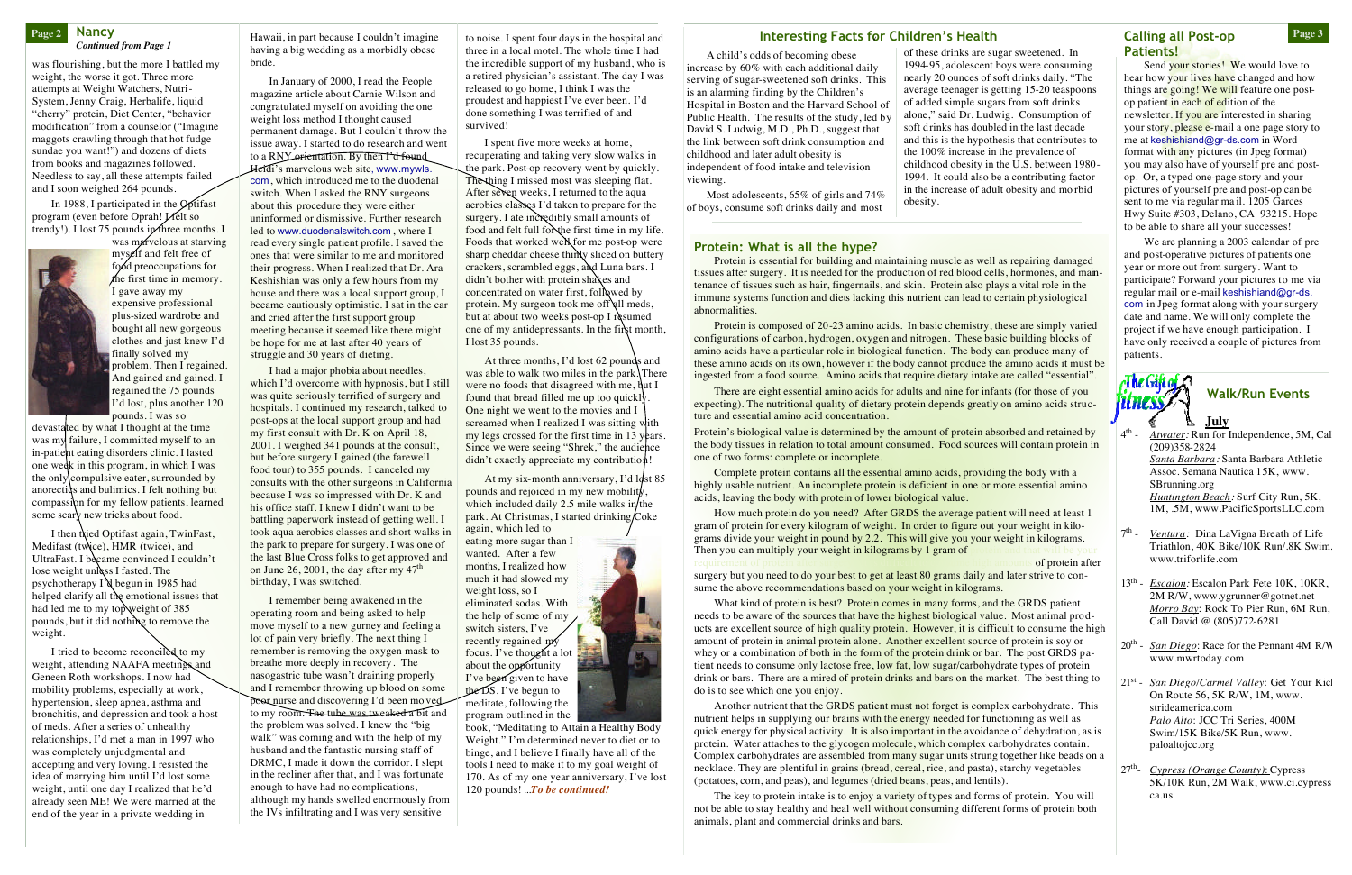## Nancy

*Continued from Page 1*

was flourishing, but the more I battled my weight, the worse it got. Three more attempts at Weight Watchers, Nutri-System, Jenny Craig, Herbalife, liquid "cherry" protein, Diet Center, "behavior modification" from a counselor ("Imagine maggots crawling through that hot fudge sundae you want!") and dozens of diets from books and magazines followed. Needless to say, all these attempts failed and I soon weighed 264 pounds.

In 1988, I participated in the Optifast program (even before Oprah! I felt so trendy!). I lost 75 pounds in three months. I was marvelous at starving myself and felt free of food preoccupations for the first time in memory. I gave away my expensive professional plus-sized wardrobe and bought all new gorgeous clothes and just knew I'd finally solved my problem. Then I regained. And gained and gained. I regained the 75 pounds I'd lost, plus another 120 pounds. I was so devastated by what I thought at the time was my failure, I committed myself to an in-patient eating disorders clinic. I lasted one week in this program, in which I was the only compulsive eater, surrounded by anorectics and bulimics. I felt nothing but compassion for my fellow patients, learned some scary new tricks about food.

I then tried Optifast again, TwinFast, Medifast (twice), HMR (twice), and UltraFast. I became convinced I couldn't lose weight unless I fasted. The psychotherapy I'd begun in 1985 had helped clarify all the emotional issues that had led me to my top weight of 385 pounds, but it did nothing to remove the weight.

I tried to become reconciled to my weight, attending NAAFA meetings and Geneen Roth workshops. I now had mobility problems, especially at work, hypertension, sleep apnea, asthma and bronchitis, and depression and took a host of meds. After a series of unhealthy relationships, I'd met a man in 1997 who was completely unjudgmental and accepting and very loving. I resisted the idea of marrying him until I'd lost some weight, until one day I realized that he'd already seen ME! We were married at the end of the year in a private wedding in Hawaii, in part because I couldn't imagine having a big wedding as a morbidly obese bride.

In January of 2000, I read the People magazine article about Carnie Wilson and congratulated myself on avoiding the one weight loss method I thought caused permanent damage. But I couldn't throw the issue away. I started to do research and went to a RNY orientation. By then I'd found Heidi's marvelous web site, www.mywls.com, which introduced me to the duodenal switch. When I asked the RNY surgeons about this procedure they were either uninformed or dismissive. Further research led to www.duodenalswitch.com, where I read every single patient profile. I saved the ones that were similar to me and monitored their progress. When I realized that Dr. Ara Keshishian was only a few hours from my house and there was a local support group, I became cautiously optimistic. I sat in the car and cried after the first support group meeting because it seemed like there might be hope for me at last after 40 years of struggle and 30 years of dieting.

I had a major phobia about needles, which I'd overcome with hypnosis, but I still was quite seriously terrified of surgery and hospitals. I continued my research, talked to post-ops at the local support group and had my first consult with Dr. K on April 18, 2001. I weighed 341 pounds at the consult, but before surgery I gained (the farewell food tour) to 355 pounds. I canceled my consults with the other surgeons in California because I was so impressed with Dr. K and his office staff. I knew I didn't want to be battling paperwork instead of getting well. I took aqua aerobics classes and short walks in the park to prepare for surgery. I was one of the last Blue Cross folks to get approved and on June 26, 2001, the day after my 47th birthday, I was switched.

I remember being awakened in the operating room and being asked to help move myself to a new gurney and feeling a lot of pain very briefly. The next thing I remember is removing the oxygen mask to breathe more deeply in recovery. The nasogastric tube wasn't draining properly and I remember throwing up blood on some poor nurse and discovering I'd been moved to my room. The tube was tweaked a bit and the problem was solved. I knew the "big walk" was coming and with the help of my husband and the fantastic nursing staff of DRMC, I made it down the corridor. I slept in the recliner after that, and I was fortunate enough to have had no complications, although my hands swelled enormously from the IVs infiltrating and I was very sensitive to noise. I spent four days in the hospital and three in a local motel. The whole time I had the incredible support of my husband, who is a retired physician's assistant. The day I was released to go home, I think I was the proudest and happiest I've ever been. I'd done something I was terrified of and survived!

I spent five more weeks at home, recuperating and taking very slow walks in the park. Post-op recovery went by quickly. The thing I missed most was sleeping flat. After seven weeks, I returned to the aqua aerobics classes I'd taken to prepare for the surgery. I ate incredibly small amounts of food and felt full for the first time in my life. Foods that worked well for me post-op were sharp cheddar cheese thinly sliced on buttery crackers, scrambled eggs, and Luna bars. I didn't bother with protein shakes and concentrated on water first, followed by protein. My surgeon took me off all meds, but at about two weeks post-op I resumed one of my antidepressants. In the first month, I lost 35 pounds.

At three months, I'd lost 62 pounds and was able to walk two miles in the park. There were no foods that disagreed with me, but I found that bread filled me up too quickly. One night we went to the movies and I screamed when I realized I was sitting with my legs crossed for the first time in 13 years. Since we were seeing "Shrek," the audience didn't exactly appreciate my contribution!

At my six-month anniversary, I'd lost 85 pounds and rejoiced in my new mobility, which included daily 2.5 mile walks in the park. At Christmas, I started drinking Coke again, which led to eating more sugar than I wanted. After a few months, I realized how much it had slowed my weight loss, so I eliminated sodas. With the help of some of my switch sisters, I've recently regained my focus. I've thought a lot about the opportunity I've been given to have the DS. I've begun to meditate, following the program outlined in the book, "Meditating to Attain a Healthy Body Weight." I'm determined never to diet or to binge, and I believe I finally have all of the tools I need to make it to my goal weight of 170. As of my one year anniversary, I've lost 120 pounds! ...***To be continued!***

## Interesting Facts for Children's Health

A child's odds of becoming obese increase by 60% with each additional daily serving of sugar-sweetened soft drinks. This is an alarming finding by the Children's Hospital in Boston and the Harvard School of Public Health. The results of the study, led by David S. Ludwig, M.D., Ph.D., suggest that the link between soft drink consumption and childhood and later adult obesity is independent of food intake and television viewing.

Most adolescents, 65% of girls and 74% of boys, consume soft drinks daily and most of these drinks are sugar sweetened. In 1994-95, adolescent boys were consuming nearly 20 ounces of soft drinks daily. "The average teenager is getting 15-20 teaspoons of added simple sugars from soft drinks alone," said Dr. Ludwig. Consumption of soft drinks has doubled in the last decade and this is the hypothesis that contributes to the 100% increase in the prevalence of childhood obesity in the U.S. between 1980-1994. It could also be a contributing factor in the increase of adult obesity and morbid obesity.

## Protein: What is all the hype?

Protein is essential for building and maintaining muscle as well as repairing damaged tissues after surgery. It is needed for the production of red blood cells, hormones, and maintenance of tissues such as hair, fingernails, and skin. Protein also plays a vital role in the immune systems function and diets lacking this nutrient can lead to certain physiological abnormalities.

Protein is composed of 20-23 amino acids. In basic chemistry, these are simply varied configurations of carbon, hydrogen, oxygen and nitrogen. These basic building blocks of amino acids have a particular role in biological function. The body can produce many of these amino acids on its own, however if the body cannot produce the amino acids it must be ingested from a food source. Amino acids that require dietary intake are called "essential".

There are eight essential amino acids for adults and nine for infants (for those of you expecting). The nutritional quality of dietary protein depends greatly on amino acids structure and essential amino acid concentration.

Protein's biological value is determined by the amount of protein absorbed and retained by the body tissues in relation to total amount consumed. Food sources will contain protein in one of two forms: complete or incomplete.

Complete protein contains all the essential amino acids, providing the body with a highly usable nutrient. An incomplete protein is deficient in one or more essential amino acids, leaving the body with protein of lower biological value.

How much protein do you need? After GRDS the average patient will need at least 1 gram of protein for every kilogram of weight. In order to figure out your weight in kilograms divide your weight in pound by 2.2. This will give you your weight in kilograms. Then you can multiply your weight in kilograms by 1 gram of protein. This will be your requirement of protein. You may not be able to consume these amounts of protein after surgery but you need to do your best to get at least 80 grams daily and later strive to consume the above recommendations based on your weight in kilograms.

What kind of protein is best? Protein comes in many forms, and the GRDS patient needs to be aware of the sources that have the highest biological value. Most animal products are excellent source of high quality protein. However, it is difficult to consume the high amount of protein in animal protein alone. Another excellent source of protein is soy or whey or a combination of both in the form of the protein drink or bar. The post GRDS patient needs to consume only lactose free, low fat, low sugar/carbohydrate types of protein drink or bars. There are a mired of protein drinks and bars on the market. The best thing to do is to see which one you enjoy.

Another nutrient that the GRDS patient must not forget is complex carbohydrate. This nutrient helps in supplying our brains with the energy needed for functioning as well as quick energy for physical activity. It is also important in the avoidance of dehydration, as is protein. Water attaches to the glycogen molecule, which complex carbohydrates contain. Complex carbohydrates are assembled from many sugar units strung together like beads on a necklace. They are plentiful in grains (bread, cereal, rice, and pasta), starchy vegetables (potatoes, corn, and peas), and legumes (dried beans, peas, and lentils).

The key to protein intake is to enjoy a variety of types and forms of protein. You will not be able to stay healthy and heal well without consuming different forms of protein both animals, plant and commercial drinks and bars.

## Calling all Post-op Patients!

Send your stories! We would love to hear how your lives have changed and how things are going! We will feature one post-op patient in each of edition of the newsletter. If you are interested in sharing your story, please e-mail a one page story to me at keshishiand@gr-ds.com in Word format with any pictures (in Jpeg format) you may also have of yourself pre and post-op. Or, a typed one-page story and your pictures of yourself pre and post-op can be sent to me via regular mail. 1205 Garces Hwy Suite #303, Delano, CA 93215. Hope to be able to share all your successes!

We are planning a 2003 calendar of pre and post-operative pictures of patients one year or more out from surgery. Want to participate? Forward your pictures to me via regular mail or e-mail keshishiand@gr-ds.com in Jpeg format along with your surgery date and name. We will only complete the project if we have enough participation. I have only received a couple of pictures from patients.

## Walk/Run Events

The Gift of Fitness

### July

- 4th - *Atwater*: Run for Independence, 5M, Cal (209)358-2824
  *Santa Barbara*: Santa Barbara Athletic Assoc. Semana Nautica 15K, www.SBrunning.org
  *Huntington Beach*: Surf City Run, 5K, 1M, .5M, www.PacificSportsLLC.com
- 7th - *Ventura*: Dina LaVigna Breath of Life Triathlon, 40K Bike/10K Run/.8K Swim, www.triforlife.com
- 13th - *Escalon*: Escalon Park Fete 10K, 10KR, 2M R/W, www.ygrunner@gotnet.net
  *Morro Bay*: Rock To Pier Run, 6M Run, Call David @ (805)772-6281
- 20th - *San Diego*: Race for the Pennant 4M R/W www.mwrtoday.com
- 21st - *San Diego/Carmel Valley*: Get Your Kicl On Route 56, 5K R/W, 1M, www.strideamerica.com
  *Palo Alto*: JCC Tri Series, 400M Swim/15K Bike/5K Run, www.paloaltojcc.org
- 27th - *Cypress (Orange County)*: Cypress 5K/10K Run, 2M Walk, www.ci.cypress.ca.us